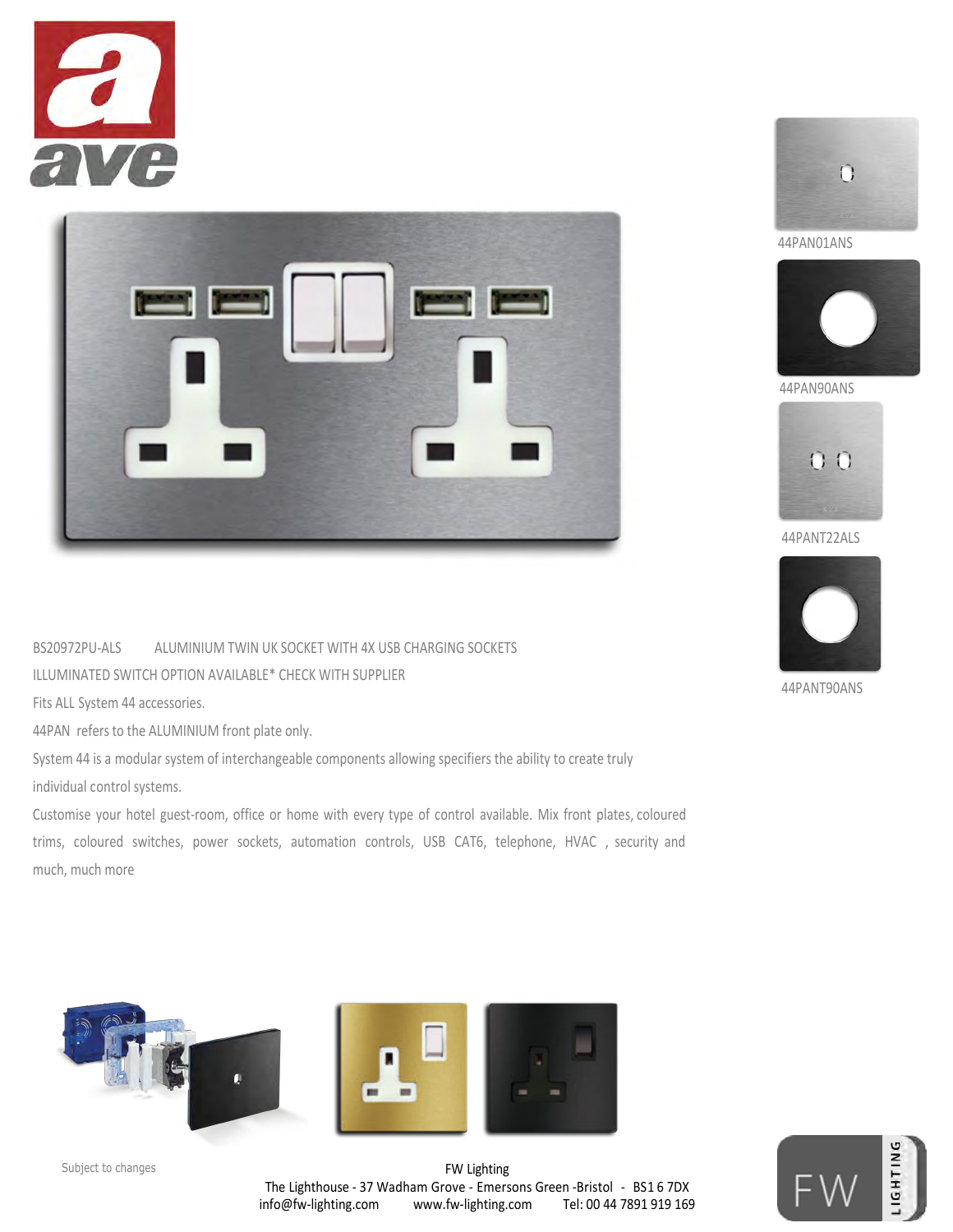44PAN01ANS

44PAN90ANS

44PANT22ALS

44PANT90ANS

BS20972PU-ALS ALUMINIUM TWIN UK SOCKET WITH 4X USB CHARGING SOCKETS

ILLUMINATED SWITCH OPTION AVAILABLE* CHECK WITH SUPPLIER

Fits ALL System 44 accessories.

44PAN refers to the ALUMINIUM front plate only.

System 44 is a modular system of interchangeable components allowing specifiers the ability to create truly individual control systems.

Customise your hotel guest-room, office or home with every type of control available. Mix front plates, coloured trims, coloured switches, power sockets, automation controls, USB CAT6, telephone, HVAC , security and much, much more

Subject to changes

FW Lighting
The Lighthouse - 37 Wadham Grove - Emersons Green -Bristol - BS1 6 7DX
info@fw-lighting.com www.fw-lighting.com Tel: 00 44 7891 919 169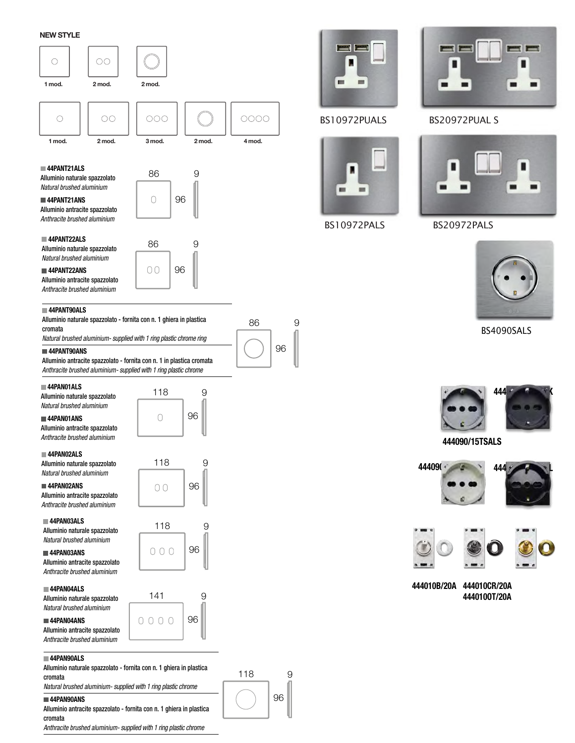**NEW STYLE**

1 mod.　2 mod.　2 mod.

1 mod.　2 mod.　3 mod.　2 mod.　4 mod.

**44PANT21ALS**
Alluminio naturale spazzolato
*Natural brushed aluminium*

**44PANT21ANS**
Alluminio antracite spazzolato
*Anthracite brushed aluminium*

86　9　96

**44PANT22ALS**
Alluminio naturale spazzolato
*Natural brushed aluminium*

**44PANT22ANS**
Alluminio antracite spazzolato
*Anthracite brushed aluminium*

86　9　96

**44PANT90ALS**
Alluminio naturale spazzolato - fornita con n. 1 ghiera in plastica cromata
*Natural brushed aluminium- supplied with 1 ring plastic chrome ring*

**44PANT90ANS**
Alluminio antracite spazzolato - fornita con n. 1 in plastica cromata
*Anthracite brushed aluminium- supplied with 1 ring plastic chrome*

86　9　96

**44PAN01ALS**
Alluminio naturale spazzolato
*Natural brushed aluminium*

**44PAN01ANS**
Alluminio antracite spazzolato
*Anthracite brushed aluminium*

118　9　96

**44PAN02ALS**
Alluminio naturale spazzolato
*Natural brushed aluminium*

**44PAN02ANS**
Alluminio antracite spazzolato
*Anthracite brushed aluminium*

118　9　96

**44PAN03ALS**
Alluminio naturale spazzolato
*Natural brushed aluminium*

**44PAN03ANS**
Alluminio antracite spazzolato
*Anthracite brushed aluminium*

118　9　96

**44PAN04ALS**
Alluminio naturale spazzolato
*Natural brushed aluminium*

**44PAN04ANS**
Alluminio antracite spazzolato
*Anthracite brushed aluminium*

141　9　96

**44PAN90ALS**
Alluminio naturale spazzolato - fornita con n. 1 ghiera in plastica cromata
*Natural brushed aluminium- supplied with 1 ring plastic chrome*

**44PAN90ANS**
Alluminio antracite spazzolato - fornita con n. 1 ghiera in plastica cromata
*Anthracite brushed aluminium- supplied with 1 ring plastic chrome*

118　9　96

BS10972PUALS　BS20972PUAL S

BS10972PALS　BS20972PALS

BS4090SALS

**444090/15TSALS**

**444010B/20A　444010CR/20A　444010OT/20A**